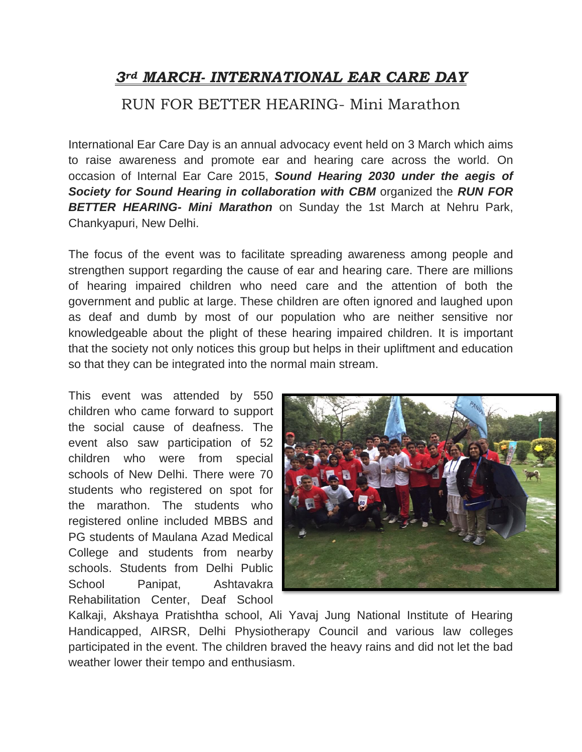# *3rd MARCH- INTERNATIONAL EAR CARE DAY*

## RUN FOR BETTER HEARING- Mini Marathon

International Ear Care Day is an annual advocacy event held on 3 March which aims to raise awareness and promote ear and hearing care across the world. On occasion of Internal Ear Care 2015, ***Sound Hearing 2030 under the aegis of Society for Sound Hearing in collaboration with CBM*** organized the ***RUN FOR BETTER HEARING- Mini Marathon*** on Sunday the 1st March at Nehru Park, Chankyapuri, New Delhi.

The focus of the event was to facilitate spreading awareness among people and strengthen support regarding the cause of ear and hearing care. There are millions of hearing impaired children who need care and the attention of both the government and public at large. These children are often ignored and laughed upon as deaf and dumb by most of our population who are neither sensitive nor knowledgeable about the plight of these hearing impaired children. It is important that the society not only notices this group but helps in their upliftment and education so that they can be integrated into the normal main stream.

This event was attended by 550 children who came forward to support the social cause of deafness. The event also saw participation of 52 children who were from special schools of New Delhi. There were 70 students who registered on spot for the marathon. The students who registered online included MBBS and PG students of Maulana Azad Medical College and students from nearby schools. Students from Delhi Public School Panipat, Ashtavakra Rehabilitation Center, Deaf School Kalkaji, Akshaya Pratishtha school, Ali Yavaj Jung National Institute of Hearing Handicapped, AIRSR, Delhi Physiotherapy Council and various law colleges participated in the event. The children braved the heavy rains and did not let the bad weather lower their tempo and enthusiasm.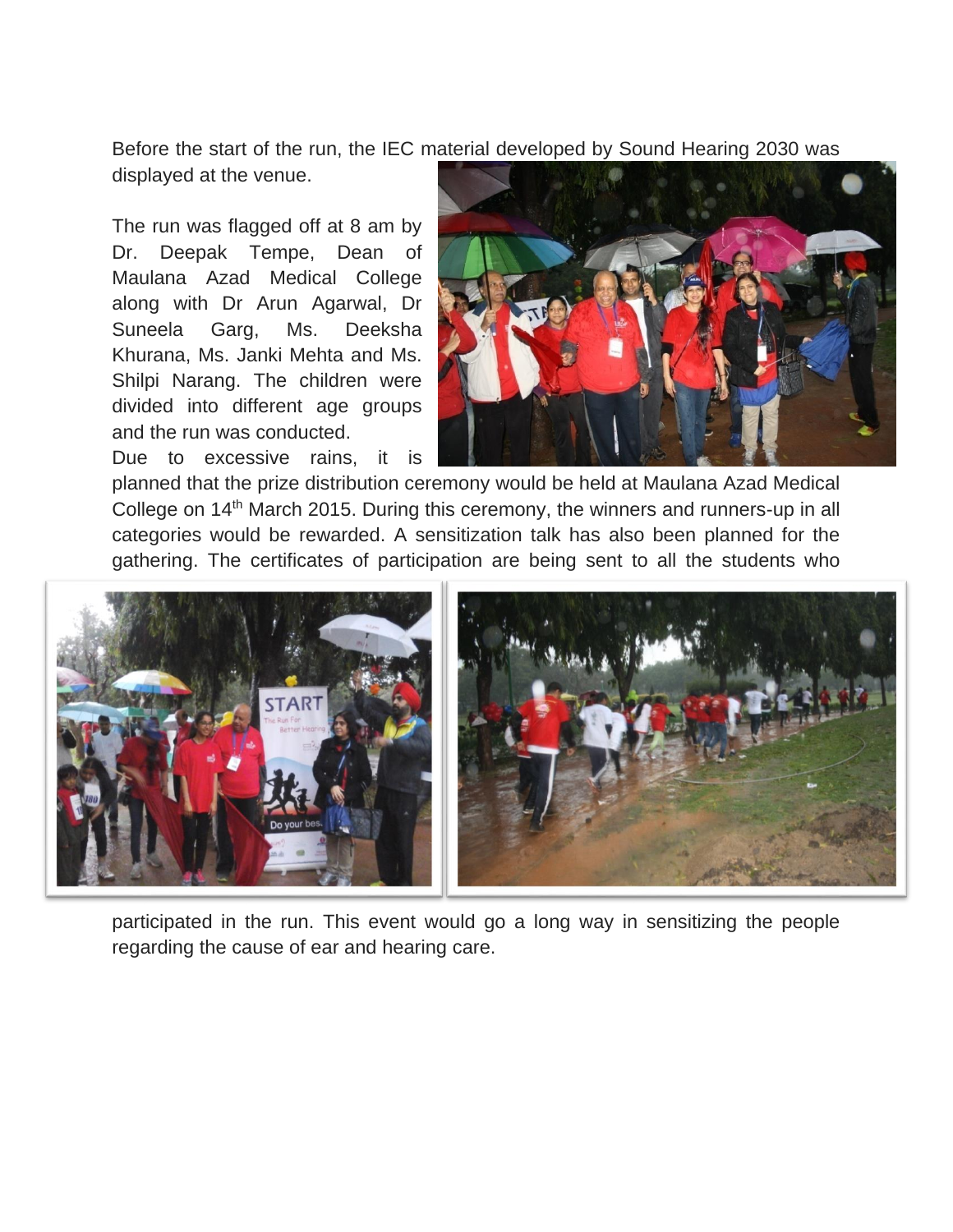Before the start of the run, the IEC material developed by Sound Hearing 2030 was displayed at the venue.

The run was flagged off at 8 am by Dr. Deepak Tempe, Dean of Maulana Azad Medical College along with Dr Arun Agarwal, Dr Suneela Garg, Ms. Deeksha Khurana, Ms. Janki Mehta and Ms. Shilpi Narang. The children were divided into different age groups and the run was conducted.

Due to excessive rains, it is planned that the prize distribution ceremony would be held at Maulana Azad Medical College on 14th March 2015. During this ceremony, the winners and runners-up in all categories would be rewarded. A sensitization talk has also been planned for the gathering. The certificates of participation are being sent to all the students who participated in the run. This event would go a long way in sensitizing the people regarding the cause of ear and hearing care.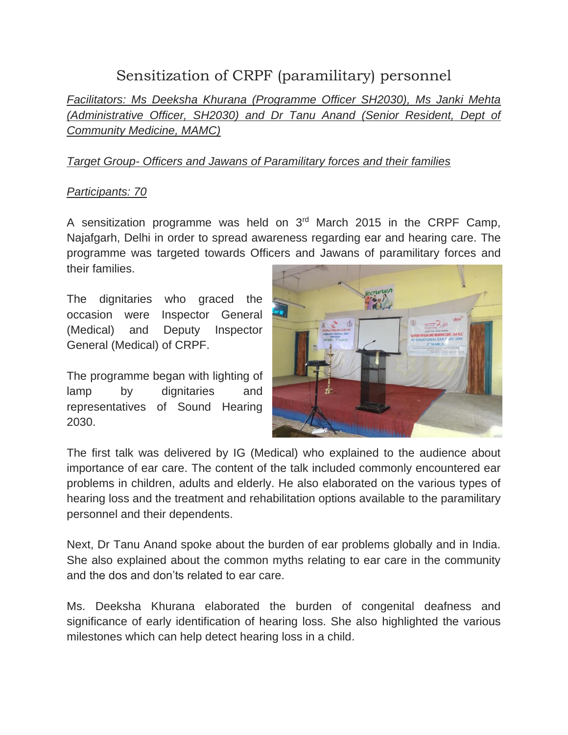# Sensitization of CRPF (paramilitary) personnel

*Facilitators: Ms Deeksha Khurana (Programme Officer SH2030), Ms Janki Mehta (Administrative Officer, SH2030) and Dr Tanu Anand (Senior Resident, Dept of Community Medicine, MAMC)*

*Target Group- Officers and Jawans of Paramilitary forces and their families*

*Participants: 70*

A sensitization programme was held on 3rd March 2015 in the CRPF Camp, Najafgarh, Delhi in order to spread awareness regarding ear and hearing care. The programme was targeted towards Officers and Jawans of paramilitary forces and their families.

The dignitaries who graced the occasion were Inspector General (Medical) and Deputy Inspector General (Medical) of CRPF.

The programme began with lighting of lamp by dignitaries and representatives of Sound Hearing 2030.

The first talk was delivered by IG (Medical) who explained to the audience about importance of ear care. The content of the talk included commonly encountered ear problems in children, adults and elderly. He also elaborated on the various types of hearing loss and the treatment and rehabilitation options available to the paramilitary personnel and their dependents.

Next, Dr Tanu Anand spoke about the burden of ear problems globally and in India. She also explained about the common myths relating to ear care in the community and the dos and don'ts related to ear care.

Ms. Deeksha Khurana elaborated the burden of congenital deafness and significance of early identification of hearing loss. She also highlighted the various milestones which can help detect hearing loss in a child.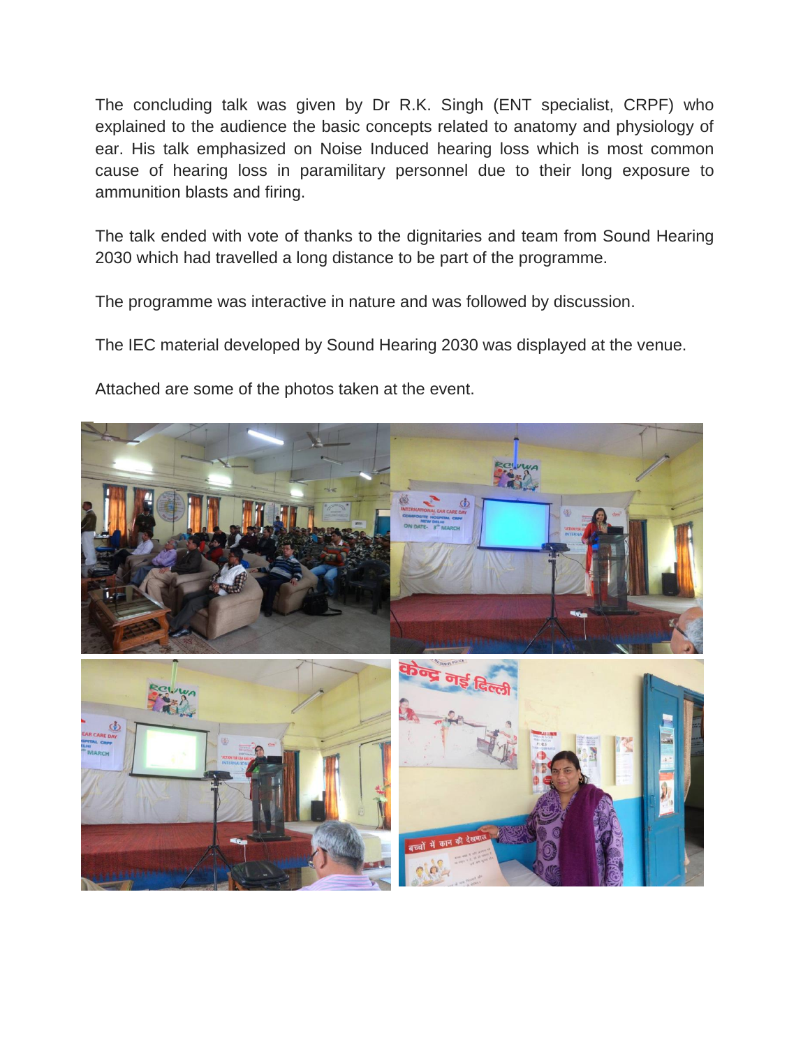The concluding talk was given by Dr R.K. Singh (ENT specialist, CRPF) who explained to the audience the basic concepts related to anatomy and physiology of ear. His talk emphasized on Noise Induced hearing loss which is most common cause of hearing loss in paramilitary personnel due to their long exposure to ammunition blasts and firing.

The talk ended with vote of thanks to the dignitaries and team from Sound Hearing 2030 which had travelled a long distance to be part of the programme.

The programme was interactive in nature and was followed by discussion.

The IEC material developed by Sound Hearing 2030 was displayed at the venue.

Attached are some of the photos taken at the event.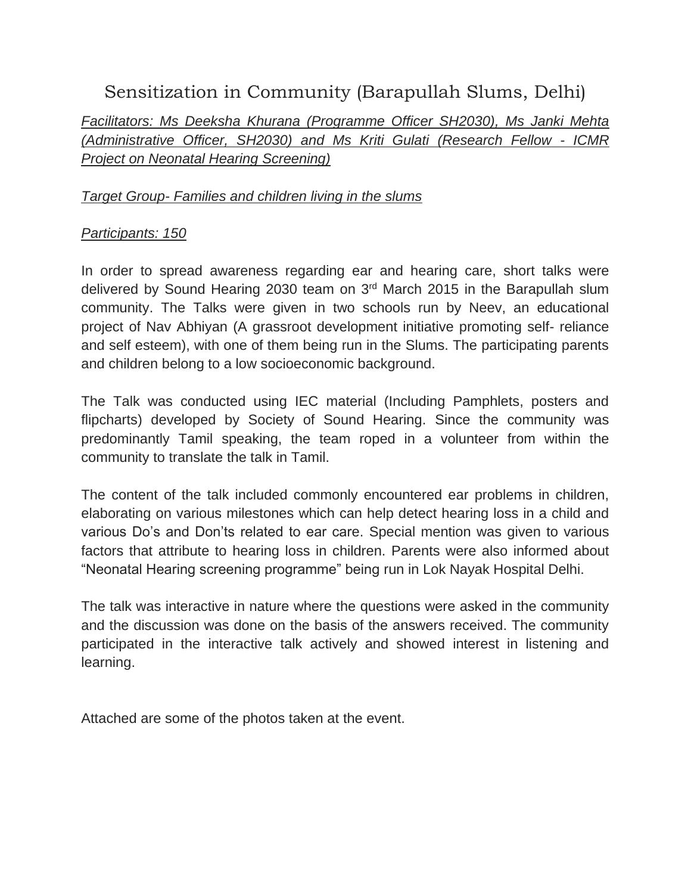# Sensitization in Community (Barapullah Slums, Delhi)

*Facilitators: Ms Deeksha Khurana (Programme Officer SH2030), Ms Janki Mehta (Administrative Officer, SH2030) and Ms Kriti Gulati (Research Fellow - ICMR Project on Neonatal Hearing Screening)*

*Target Group- Families and children living in the slums*

*Participants: 150*

In order to spread awareness regarding ear and hearing care, short talks were delivered by Sound Hearing 2030 team on 3rd March 2015 in the Barapullah slum community. The Talks were given in two schools run by Neev, an educational project of Nav Abhiyan (A grassroot development initiative promoting self- reliance and self esteem), with one of them being run in the Slums. The participating parents and children belong to a low socioeconomic background.

The Talk was conducted using IEC material (Including Pamphlets, posters and flipcharts) developed by Society of Sound Hearing. Since the community was predominantly Tamil speaking, the team roped in a volunteer from within the community to translate the talk in Tamil.

The content of the talk included commonly encountered ear problems in children, elaborating on various milestones which can help detect hearing loss in a child and various Do's and Don'ts related to ear care. Special mention was given to various factors that attribute to hearing loss in children. Parents were also informed about "Neonatal Hearing screening programme" being run in Lok Nayak Hospital Delhi.

The talk was interactive in nature where the questions were asked in the community and the discussion was done on the basis of the answers received. The community participated in the interactive talk actively and showed interest in listening and learning.

Attached are some of the photos taken at the event.